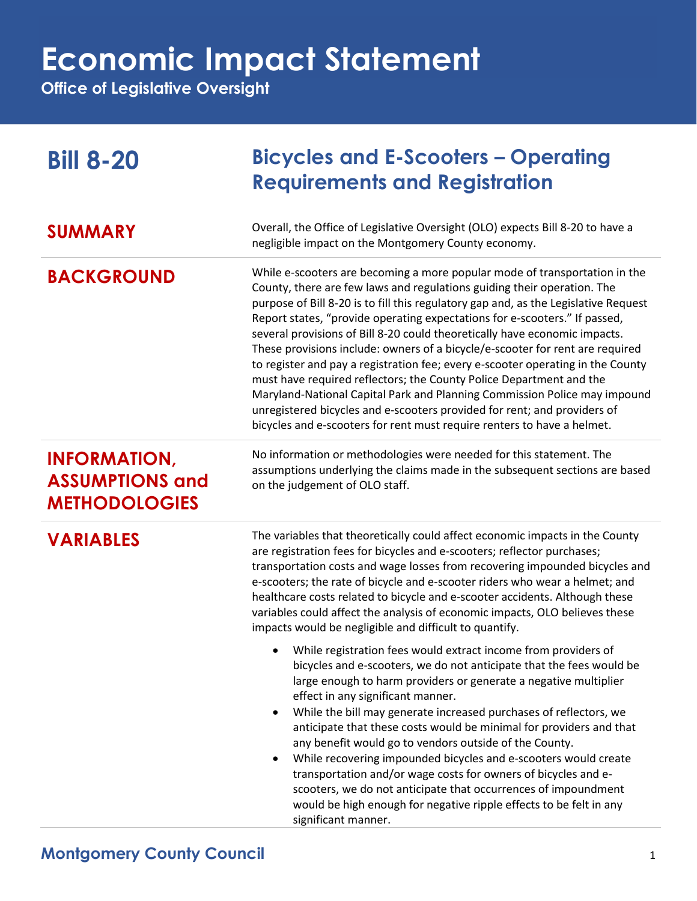# Economic Impact Statement

**Office of Legislative Oversight**

## Bill 8-20 — Bicycles and E-Scooters – Operating Requirements and Registration

## SUMMARY

Overall, the Office of Legislative Oversight (OLO) expects Bill 8-20 to have a negligible impact on the Montgomery County economy.

## BACKGROUND

While e-scooters are becoming a more popular mode of transportation in the County, there are few laws and regulations guiding their operation. The purpose of Bill 8-20 is to fill this regulatory gap and, as the Legislative Request Report states, "provide operating expectations for e-scooters." If passed, several provisions of Bill 8-20 could theoretically have economic impacts. These provisions include: owners of a bicycle/e-scooter for rent are required to register and pay a registration fee; every e-scooter operating in the County must have required reflectors; the County Police Department and the Maryland-National Capital Park and Planning Commission Police may impound unregistered bicycles and e-scooters provided for rent; and providers of bicycles and e-scooters for rent must require renters to have a helmet.

## INFORMATION, ASSUMPTIONS and METHODOLOGIES

No information or methodologies were needed for this statement. The assumptions underlying the claims made in the subsequent sections are based on the judgement of OLO staff.

## VARIABLES

The variables that theoretically could affect economic impacts in the County are registration fees for bicycles and e-scooters; reflector purchases; transportation costs and wage losses from recovering impounded bicycles and e-scooters; the rate of bicycle and e-scooter riders who wear a helmet; and healthcare costs related to bicycle and e-scooter accidents. Although these variables could affect the analysis of economic impacts, OLO believes these impacts would be negligible and difficult to quantify.

- While registration fees would extract income from providers of bicycles and e-scooters, we do not anticipate that the fees would be large enough to harm providers or generate a negative multiplier effect in any significant manner.
- While the bill may generate increased purchases of reflectors, we anticipate that these costs would be minimal for providers and that any benefit would go to vendors outside of the County.
- While recovering impounded bicycles and e-scooters would create transportation and/or wage costs for owners of bicycles and e-scooters, we do not anticipate that occurrences of impoundment would be high enough for negative ripple effects to be felt in any significant manner.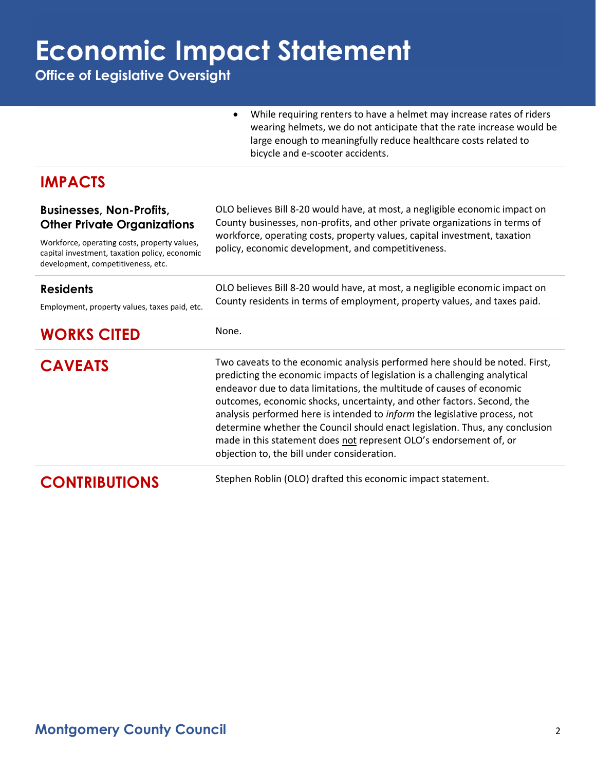- While requiring renters to have a helmet may increase rates of riders wearing helmets, we do not anticipate that the rate increase would be large enough to meaningfully reduce healthcare costs related to bicycle and e-scooter accidents.

## IMPACTS

### Businesses, Non-Profits, Other Private Organizations

Workforce, operating costs, property values, capital investment, taxation policy, economic development, competitiveness, etc.

OLO believes Bill 8-20 would have, at most, a negligible economic impact on County businesses, non-profits, and other private organizations in terms of workforce, operating costs, property values, capital investment, taxation policy, economic development, and competitiveness.

### Residents

Employment, property values, taxes paid, etc.

OLO believes Bill 8-20 would have, at most, a negligible economic impact on County residents in terms of employment, property values, and taxes paid.

## WORKS CITED

None.

## CAVEATS

Two caveats to the economic analysis performed here should be noted. First, predicting the economic impacts of legislation is a challenging analytical endeavor due to data limitations, the multitude of causes of economic outcomes, economic shocks, uncertainty, and other factors. Second, the analysis performed here is intended to *inform* the legislative process, not determine whether the Council should enact legislation. Thus, any conclusion made in this statement does <u>not</u> represent OLO's endorsement of, or objection to, the bill under consideration.

## CONTRIBUTIONS

Stephen Roblin (OLO) drafted this economic impact statement.